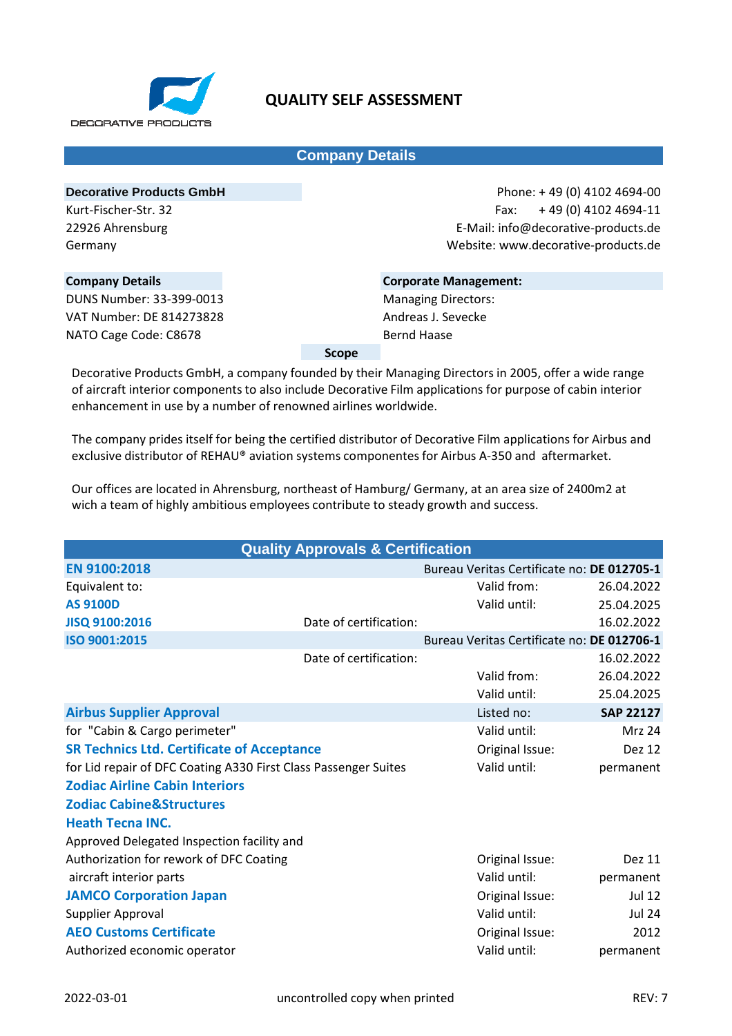DECORATIVE PRODUCTS

# QUALITY SELF ASSESSMENT

## Company Details

**Decorative Products GmbH**
Kurt-Fischer-Str. 32
22926 Ahrensburg
Germany

Phone: + 49 (0) 4102 4694-00
Fax: + 49 (0) 4102 4694-11
E-Mail: info@decorative-products.de
Website: www.decorative-products.de

**Company Details**
DUNS Number: 33-399-0013
VAT Number: DE 814273828
NATO Cage Code: C8678

**Corporate Management:**
Managing Directors:
Andreas J. Sevecke
Bernd Haase

**Scope**

Decorative Products GmbH, a company founded by their Managing Directors in 2005, offer a wide range of aircraft interior components to also include Decorative Film applications for purpose of cabin interior enhancement in use by a number of renowned airlines worldwide.

The company prides itself for being the certified distributor of Decorative Film applications for Airbus and exclusive distributor of REHAU® aviation systems componentes for Airbus A-350 and aftermarket.

Our offices are located in Ahrensburg, northeast of Hamburg/ Germany, at an area size of 2400m2 at wich a team of highly ambitious employees contribute to steady growth and success.

## Quality Approvals & Certification

| | | | |
|---|---|---|---|
| **EN 9100:2018** | | Bureau Veritas Certificate no: | **DE 012705-1** |
| Equivalent to: | | Valid from: | 26.04.2022 |
| **AS 9100D** | | Valid until: | 25.04.2025 |
| **JISQ 9100:2016** | Date of certification: | | 16.02.2022 |
| **ISO 9001:2015** | | Bureau Veritas Certificate no: | **DE 012706-1** |
| | Date of certification: | | 16.02.2022 |
| | | Valid from: | 26.04.2022 |
| | | Valid until: | 25.04.2025 |
| **Airbus Supplier Approval** | | Listed no: | **SAP 22127** |
| for "Cabin & Cargo perimeter" | | Valid until: | Mrz 24 |
| **SR Technics Ltd. Certificate of Acceptance** | | Original Issue: | Dez 12 |
| for Lid repair of DFC Coating A330 First Class Passenger Suites | | Valid until: | permanent |
| **Zodiac Airline Cabin Interiors** | | | |
| **Zodiac Cabine&Structures** | | | |
| **Heath Tecna INC.** | | | |
| Approved Delegated Inspection facility and | | | |
| Authorization for rework of DFC Coating | | Original Issue: | Dez 11 |
| aircraft interior parts | | Valid until: | permanent |
| **JAMCO Corporation Japan** | | Original Issue: | Jul 12 |
| Supplier Approval | | Valid until: | Jul 24 |
| **AEO Customs Certificate** | | Original Issue: | 2012 |
| Authorized economic operator | | Valid until: | permanent |

2022-03-01 uncontrolled copy when printed REV: 7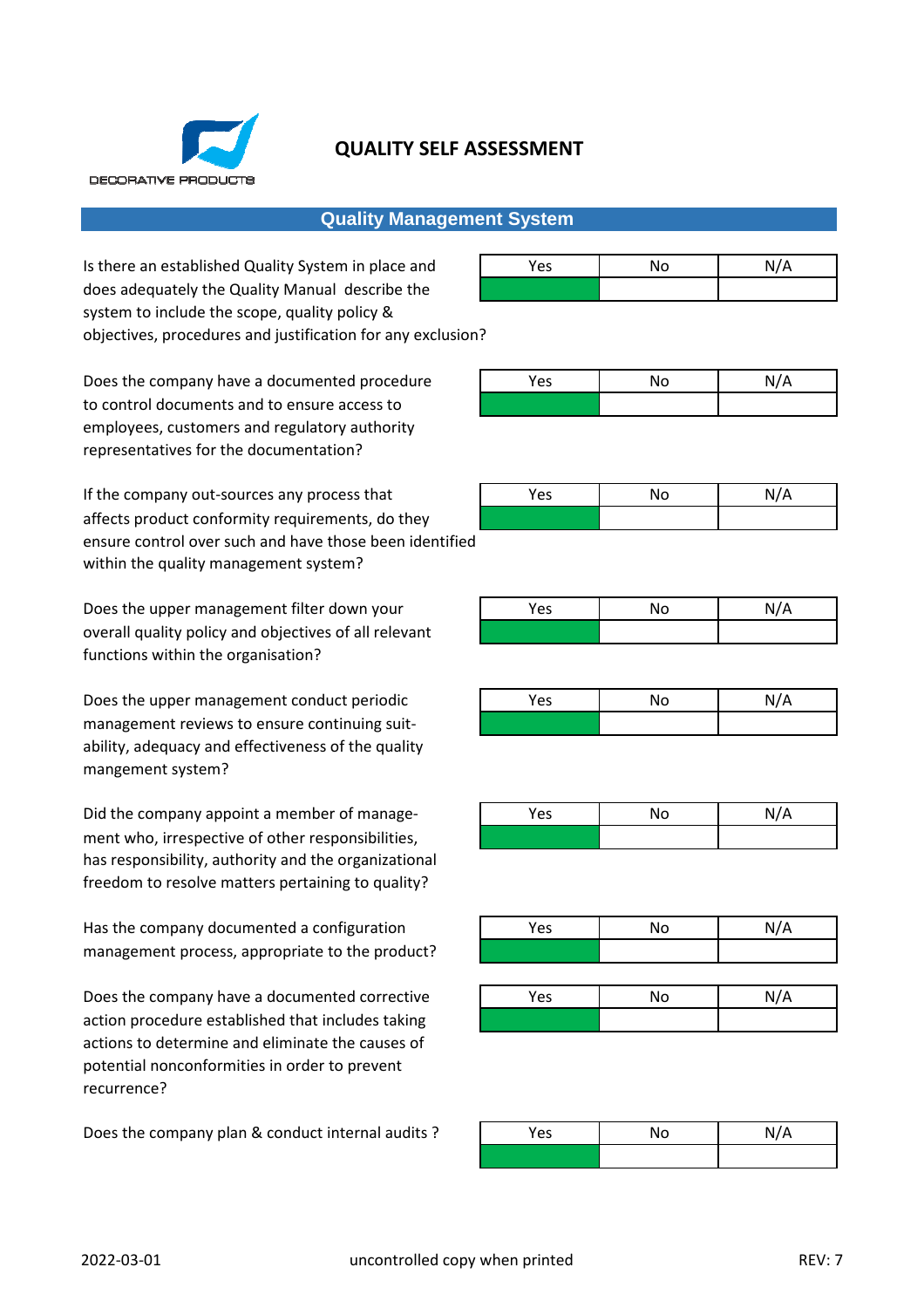DECORATIVE PRODUCTS

# QUALITY SELF ASSESSMENT

## Quality Management System

Is there an established Quality System in place and does adequately the Quality Manual describe the system to include the scope, quality policy & objectives, procedures and justification for any exclusion?

| Yes | No | N/A |
|---|---|---|
| ✓ | | |

Does the company have a documented procedure to control documents and to ensure access to employees, customers and regulatory authority representatives for the documentation?

| Yes | No | N/A |
|---|---|---|
| ✓ | | |

If the company out-sources any process that affects product conformity requirements, do they ensure control over such and have those been identified within the quality management system?

| Yes | No | N/A |
|---|---|---|
| ✓ | | |

Does the upper management filter down your overall quality policy and objectives of all relevant functions within the organisation?

| Yes | No | N/A |
|---|---|---|
| ✓ | | |

Does the upper management conduct periodic management reviews to ensure continuing suit-ability, adequacy and effectiveness of the quality mangement system?

| Yes | No | N/A |
|---|---|---|
| ✓ | | |

Did the company appoint a member of manage-ment who, irrespective of other responsibilities, has responsibility, authority and the organizational freedom to resolve matters pertaining to quality?

| Yes | No | N/A |
|---|---|---|
| ✓ | | |

Has the company documented a configuration management process, appropriate to the product?

| Yes | No | N/A |
|---|---|---|
| ✓ | | |

Does the company have a documented corrective action procedure established that includes taking actions to determine and eliminate the causes of potential nonconformities in order to prevent recurrence?

| Yes | No | N/A |
|---|---|---|
| ✓ | | |

Does the company plan & conduct internal audits ?

| Yes | No | N/A |
|---|---|---|
| ✓ | | |

2022-03-01 uncontrolled copy when printed REV: 7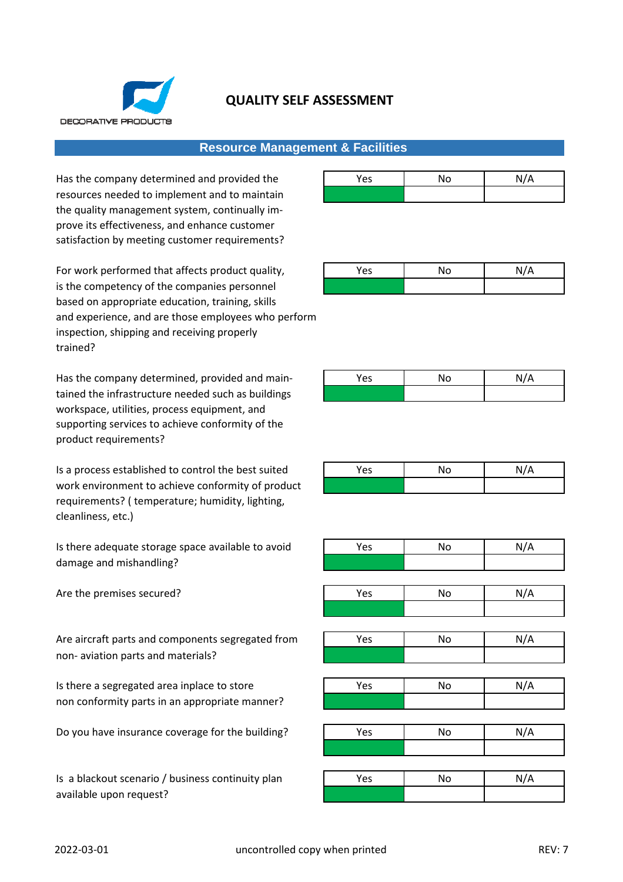# QUALITY SELF ASSESSMENT

## Resource Management & Facilities

Has the company determined and provided the resources needed to implement and to maintain the quality management system, continually improve its effectiveness, and enhance customer satisfaction by meeting customer requirements?

| Yes | No | N/A |
|---|---|---|
| | | |

For work performed that affects product quality, is the competency of the companies personnel based on appropriate education, training, skills and experience, and are those employees who perform inspection, shipping and receiving properly trained?

| Yes | No | N/A |
|---|---|---|
| | | |

Has the company determined, provided and maintained the infrastructure needed such as buildings workspace, utilities, process equipment, and supporting services to achieve conformity of the product requirements?

| Yes | No | N/A |
|---|---|---|
| | | |

Is a process established to control the best suited work environment to achieve conformity of product requirements? ( temperature; humidity, lighting, cleanliness, etc.)

| Yes | No | N/A |
|---|---|---|
| | | |

Is there adequate storage space available to avoid damage and mishandling?

| Yes | No | N/A |
|---|---|---|
| | | |

Are the premises secured?

| Yes | No | N/A |
|---|---|---|
| | | |

Are aircraft parts and components segregated from non- aviation parts and materials?

| Yes | No | N/A |
|---|---|---|
| | | |

Is there a segregated area inplace to store non conformity parts in an appropriate manner?

| Yes | No | N/A |
|---|---|---|
| | | |

Do you have insurance coverage for the building?

| Yes | No | N/A |
|---|---|---|
| | | |

Is a blackout scenario / business continuity plan available upon request?

| Yes | No | N/A |
|---|---|---|
| | | |

2022-03-01 uncontrolled copy when printed REV: 7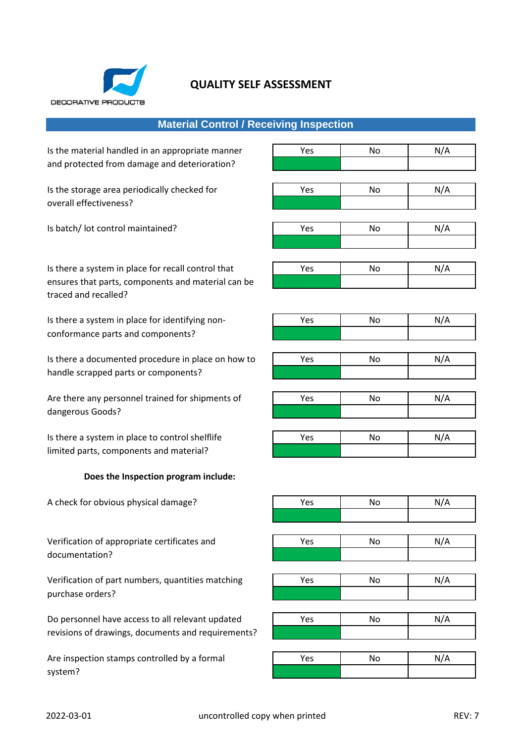DECORATIVE PRODUCTS

# QUALITY SELF ASSESSMENT

## Material Control / Receiving Inspection

| Question | Yes | No | N/A |
|---|---|---|---|
| Is the material handled in an appropriate manner and protected from damage and deterioration? | ✓ | | |
| Is the storage area periodically checked for overall effectiveness? | ✓ | | |
| Is batch/ lot control maintained? | ✓ | | |
| Is there a system in place for recall control that ensures that parts, components and material can be traced and recalled? | ✓ | | |
| Is there a system in place for identifying non-conformance parts and components? | ✓ | | |
| Is there a documented procedure in place on how to handle scrapped parts or components? | ✓ | | |
| Are there any personnel trained for shipments of dangerous Goods? | ✓ | | |
| Is there a system in place to control shelflife limited parts, components and material? | ✓ | | |

**Does the Inspection program include:**

| Question | Yes | No | N/A |
|---|---|---|---|
| A check for obvious physical damage? | ✓ | | |
| Verification of appropriate certificates and documentation? | ✓ | | |
| Verification of part numbers, quantities matching purchase orders? | ✓ | | |
| Do personnel have access to all relevant updated revisions of drawings, documents and requirements? | ✓ | | |
| Are inspection stamps controlled by a formal system? | ✓ | | |

2022-03-01 uncontrolled copy when printed REV: 7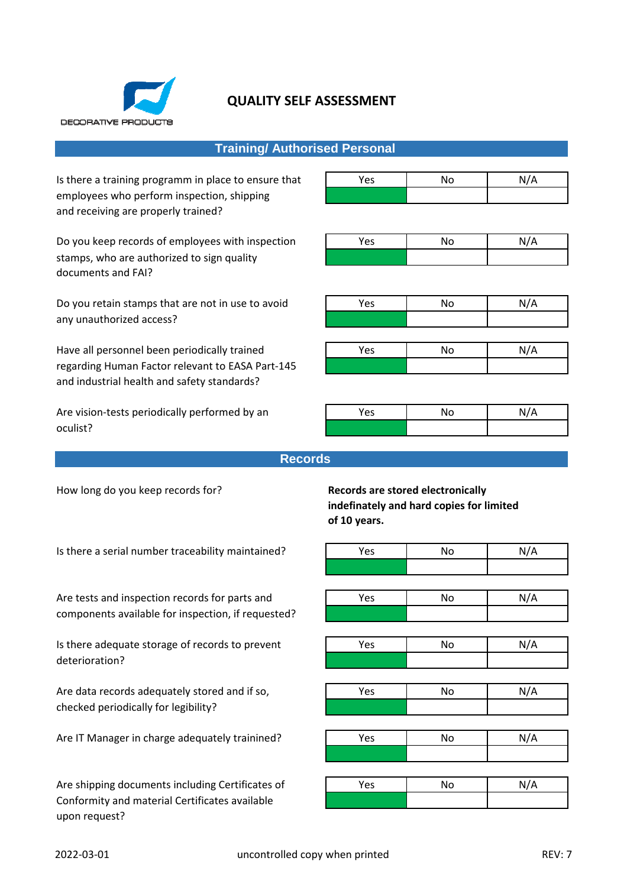DECORATIVE PRODUCTS

# QUALITY SELF ASSESSMENT

## Training/ Authorised Personal

Is there a training programm in place to ensure that employees who perform inspection, shipping and receiving are properly trained?

| Yes | No | N/A |
|---|---|---|
| ■ | | |

Do you keep records of employees with inspection stamps, who are authorized to sign quality documents and FAI?

| Yes | No | N/A |
|---|---|---|
| ■ | | |

Do you retain stamps that are not in use to avoid any unauthorized access?

| Yes | No | N/A |
|---|---|---|
| ■ | | |

Have all personnel been periodically trained regarding Human Factor relevant to EASA Part-145 and industrial health and safety standards?

| Yes | No | N/A |
|---|---|---|
| ■ | | |

Are vision-tests periodically performed by an oculist?

| Yes | No | N/A |
|---|---|---|
| ■ | | |

## Records

How long do you keep records for?

**Records are stored electronically indefinately and hard copies for limited of 10 years.**

Is there a serial number traceability maintained?

| Yes | No | N/A |
|---|---|---|
| ■ | | |

Are tests and inspection records for parts and components available for inspection, if requested?

| Yes | No | N/A |
|---|---|---|
| ■ | | |

Is there adequate storage of records to prevent deterioration?

| Yes | No | N/A |
|---|---|---|
| ■ | | |

Are data records adequately stored and if so, checked periodically for legibility?

| Yes | No | N/A |
|---|---|---|
| ■ | | |

Are IT Manager in charge adequately trainined?

| Yes | No | N/A |
|---|---|---|
| ■ | | |

Are shipping documents including Certificates of Conformity and material Certificates available upon request?

| Yes | No | N/A |
|---|---|---|
| ■ | | |

2022-03-01 uncontrolled copy when printed REV: 7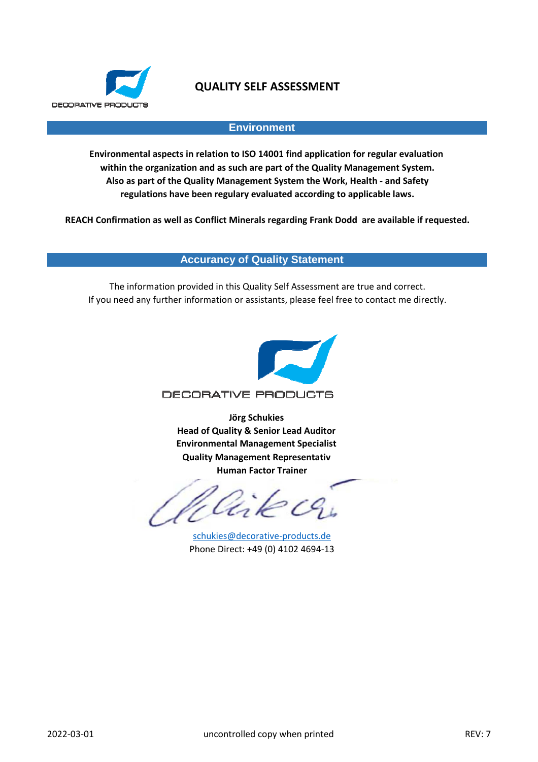# QUALITY SELF ASSESSMENT

## Environment

**Environmental aspects in relation to ISO 14001 find application for regular evaluation within the organization and as such are part of the Quality Management System. Also as part of the Quality Management System the Work, Health - and Safety regulations have been regulary evaluated according to applicable laws.**

**REACH Confirmation as well as Conflict Minerals regarding Frank Dodd are available if requested.**

## Accurancy of Quality Statement

The information provided in this Quality Self Assessment are true and correct.
If you need any further information or assistants, please feel free to contact me directly.

DECORATIVE PRODUCTS

**Jörg Schukies**
**Head of Quality & Senior Lead Auditor**
**Environmental Management Specialist**
**Quality Management Representativ**
**Human Factor Trainer**

schukies@decorative-products.de
Phone Direct: +49 (0) 4102 4694-13

2022-03-01 uncontrolled copy when printed REV: 7